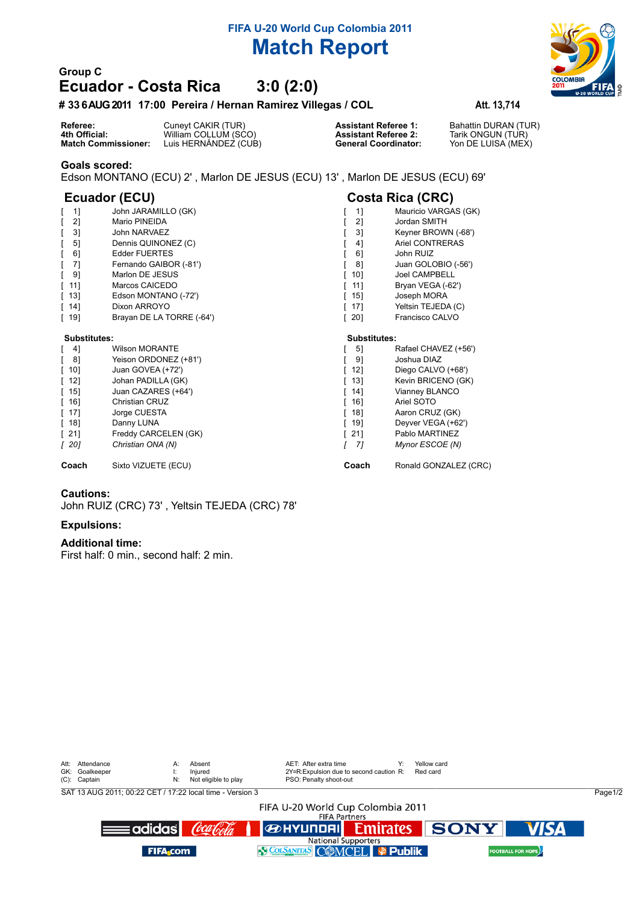# FIFA U-20 World Cup Colombia 2011

# Match Report

### Group C

## Ecuador - Costa Rica 3:0 (2:0)

**# 33 6 AUG 2011 17:00 Pereira / Hernan Ramirez Villegas / COL** **Att. 13,714**

| | | | |
|---|---|---|---|
| **Referee:** | Cuneyt CAKIR (TUR) | **Assistant Referee 1:** | Bahattin DURAN (TUR) |
| **4th Official:** | William COLLUM (SCO) | **Assistant Referee 2:** | Tarik ONGUN (TUR) |
| **Match Commissioner:** | Luis HERNÁNDEZ (CUB) | **General Coordinator:** | Yon DE LUISA (MEX) |

### Goals scored:

Edson MONTANO (ECU) 2' , Marlon DE JESUS (ECU) 13' , Marlon DE JESUS (ECU) 69'

## Ecuador (ECU)

[ 1] John JARAMILLO (GK)
[ 2] Mario PINEIDA
[ 3] John NARVAEZ
[ 5] Dennis QUINONEZ (C)
[ 6] Edder FUERTES
[ 7] Fernando GAIBOR (-81')
[ 9] Marlon DE JESUS
[ 11] Marcos CAICEDO
[ 13] Edson MONTANO (-72')
[ 14] Dixon ARROYO
[ 19] Brayan DE LA TORRE (-64')

**Substitutes:**

[ 4] Wilson MORANTE
[ 8] Yeison ORDONEZ (+81')
[ 10] Juan GOVEA (+72')
[ 12] Johan PADILLA (GK)
[ 15] Juan CAZARES (+64')
[ 16] Christian CRUZ
[ 17] Jorge CUESTA
[ 18] Danny LUNA
[ 21] Freddy CARCELEN (GK)
*[ 20] Christian ONA (N)*

**Coach** Sixto VIZUETE (ECU)

## Costa Rica (CRC)

[ 1] Mauricio VARGAS (GK)
[ 2] Jordan SMITH
[ 3] Keyner BROWN (-68')
[ 4] Ariel CONTRERAS
[ 6] John RUIZ
[ 8] Juan GOLOBIO (-56')
[ 10] Joel CAMPBELL
[ 11] Bryan VEGA (-62')
[ 15] Joseph MORA
[ 17] Yeltsin TEJEDA (C)
[ 20] Francisco CALVO

**Substitutes:**

[ 5] Rafael CHAVEZ (+56')
[ 9] Joshua DIAZ
[ 12] Diego CALVO (+68')
[ 13] Kevin BRICENO (GK)
[ 14] Vianney BLANCO
[ 16] Ariel SOTO
[ 18] Aaron CRUZ (GK)
[ 19] Deyver VEGA (+62')
[ 21] Pablo MARTINEZ
*[ 7] Mynor ESCOE (N)*

**Coach** Ronald GONZALEZ (CRC)

### Cautions:

John RUIZ (CRC) 73' , Yeltsin TEJEDA (CRC) 78'

### Expulsions:

### Additional time:

First half: 0 min., second half: 2 min.

| | | | | | | | |
|---|---|---|---|---|---|---|---|
| Att: | Attendance | A: | Absent | AET: | After extra time | Y: | Yellow card |
| GK: | Goalkeeper | I: | Injured | 2Y=R: | Expulsion due to second caution | R: | Red card |
| (C): | Captain | N: | Not eligible to play | PSO: | Penalty shoot-out | | |

SAT 13 AUG 2011; 00:22 CET / 17:22 local time - Version 3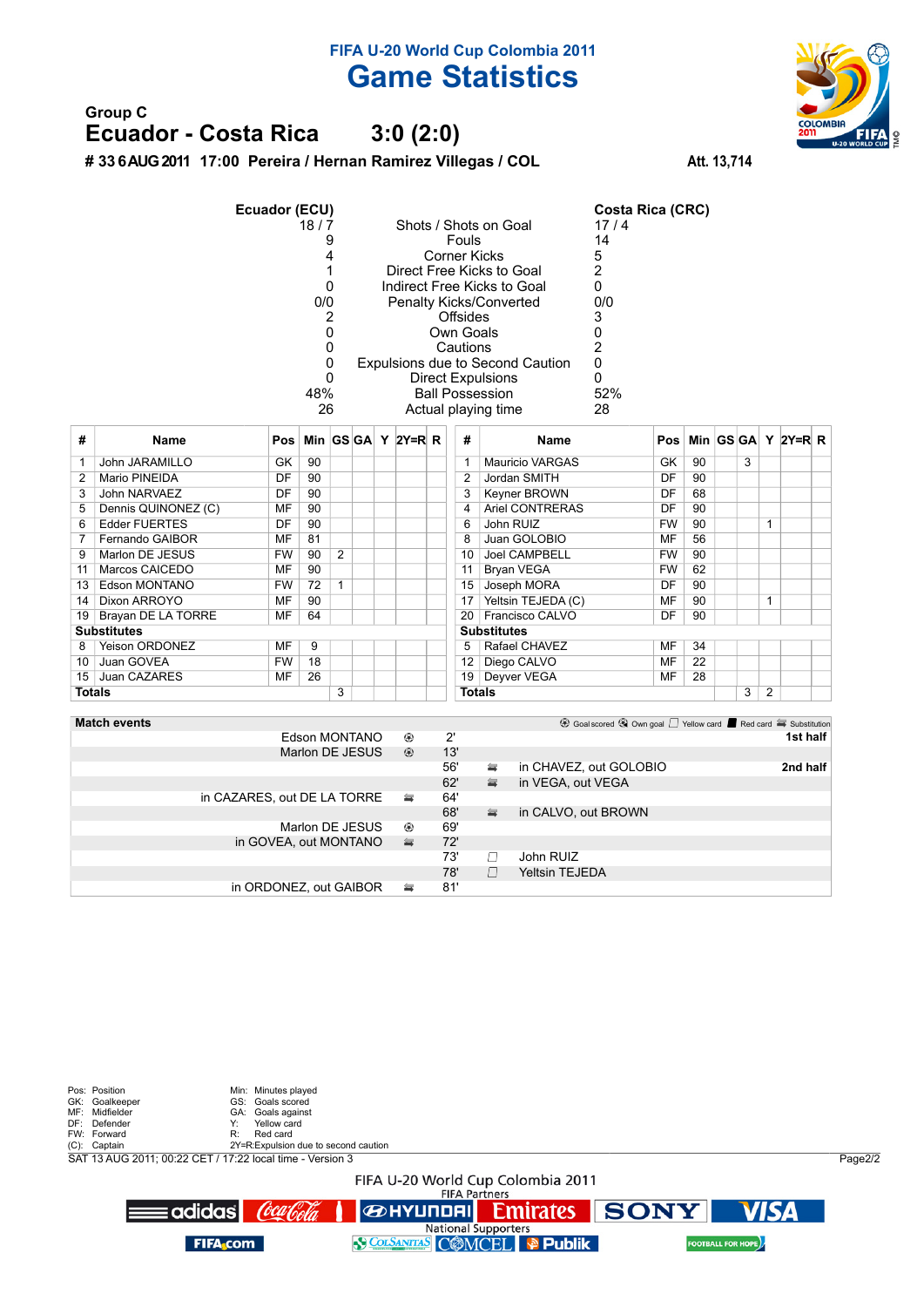## FIFA U-20 World Cup Colombia 2011
# Game Statistics

### Group C
## Ecuador - Costa Rica 3:0 (2:0)

**# 33 6 AUG 2011 17:00 Pereira / Hernan Ramirez Villegas / COL** **Att. 13,714**

| Ecuador (ECU) | | Costa Rica (CRC) |
|---|---|---|
| 18 / 7 | Shots / Shots on Goal | 17 / 4 |
| 9 | Fouls | 14 |
| 4 | Corner Kicks | 5 |
| 1 | Direct Free Kicks to Goal | 2 |
| 0 | Indirect Free Kicks to Goal | 0 |
| 0/0 | Penalty Kicks/Converted | 0/0 |
| 2 | Offsides | 3 |
| 0 | Own Goals | 0 |
| 0 | Cautions | 2 |
| 0 | Expulsions due to Second Caution | 0 |
| 0 | Direct Expulsions | 0 |
| 48% | Ball Possession | 52% |
| 26 | Actual playing time | 28 |

| # | Name | Pos | Min | GS | GA | Y | 2Y=R | R |
|---|---|---|---|---|---|---|---|---|
| 1 | John JARAMILLO | GK | 90 | | | | | |
| 2 | Mario PINEIDA | DF | 90 | | | | | |
| 3 | John NARVAEZ | DF | 90 | | | | | |
| 5 | Dennis QUINONEZ (C) | MF | 90 | | | | | |
| 6 | Edder FUERTES | DF | 90 | | | | | |
| 7 | Fernando GAIBOR | MF | 81 | | | | | |
| 9 | Marlon DE JESUS | FW | 90 | 2 | | | | |
| 11 | Marcos CAICEDO | MF | 90 | | | | | |
| 13 | Edson MONTANO | FW | 72 | 1 | | | | |
| 14 | Dixon ARROYO | MF | 90 | | | | | |
| 19 | Brayan DE LA TORRE | MF | 64 | | | | | |
| **Substitutes** | | | | | | | | |
| 8 | Yeison ORDONEZ | MF | 9 | | | | | |
| 10 | Juan GOVEA | FW | 18 | | | | | |
| 15 | Juan CAZARES | MF | 26 | | | | | |
| **Totals** | | | | 3 | | | | |

| # | Name | Pos | Min | GS | GA | Y | 2Y=R | R |
|---|---|---|---|---|---|---|---|---|
| 1 | Mauricio VARGAS | GK | 90 | | 3 | | | |
| 2 | Jordan SMITH | DF | 90 | | | | | |
| 3 | Keyner BROWN | DF | 68 | | | | | |
| 4 | Ariel CONTRERAS | DF | 90 | | | | | |
| 6 | John RUIZ | FW | 90 | | | 1 | | |
| 8 | Juan GOLOBIO | MF | 56 | | | | | |
| 10 | Joel CAMPBELL | FW | 90 | | | | | |
| 11 | Bryan VEGA | FW | 62 | | | | | |
| 15 | Joseph MORA | DF | 90 | | | | | |
| 17 | Yeltsin TEJEDA (C) | MF | 90 | | | 1 | | |
| 20 | Francisco CALVO | DF | 90 | | | | | |
| **Substitutes** | | | | | | | | |
| 5 | Rafael CHAVEZ | MF | 34 | | | | | |
| 12 | Diego CALVO | MF | 22 | | | | | |
| 19 | Deyver VEGA | MF | 28 | | | | | |
| **Totals** | | | | | 3 | 2 | | |

### Match events

Goal scored / Own goal / Yellow card / Red card / Substitution

| Ecuador | | Min | | Costa Rica | |
|---|---|---|---|---|---|
| Edson MONTANO | Goal scored | 2' | | | **1st half** |
| Marlon DE JESUS | Goal scored | 13' | | | |
| | | 56' | Substitution | in CHAVEZ, out GOLOBIO | **2nd half** |
| | | 62' | Substitution | in VEGA, out VEGA | |
| in CAZARES, out DE LA TORRE | Substitution | 64' | | | |
| | | 68' | Substitution | in CALVO, out BROWN | |
| Marlon DE JESUS | Goal scored | 69' | | | |
| in GOVEA, out MONTANO | Substitution | 72' | | | |
| | | 73' | Yellow card | John RUIZ | |
| | | 78' | Yellow card | Yeltsin TEJEDA | |
| in ORDONEZ, out GAIBOR | Substitution | 81' | | | |

Pos: Position
GK: Goalkeeper
MF: Midfielder
DF: Defender
FW: Forward
(C): Captain

Min: Minutes played
GS: Goals scored
GA: Goals against
Y: Yellow card
R: Red card
2Y=R:Expulsion due to second caution

SAT 13 AUG 2011; 00:22 CET / 17:22 local time - Version 3